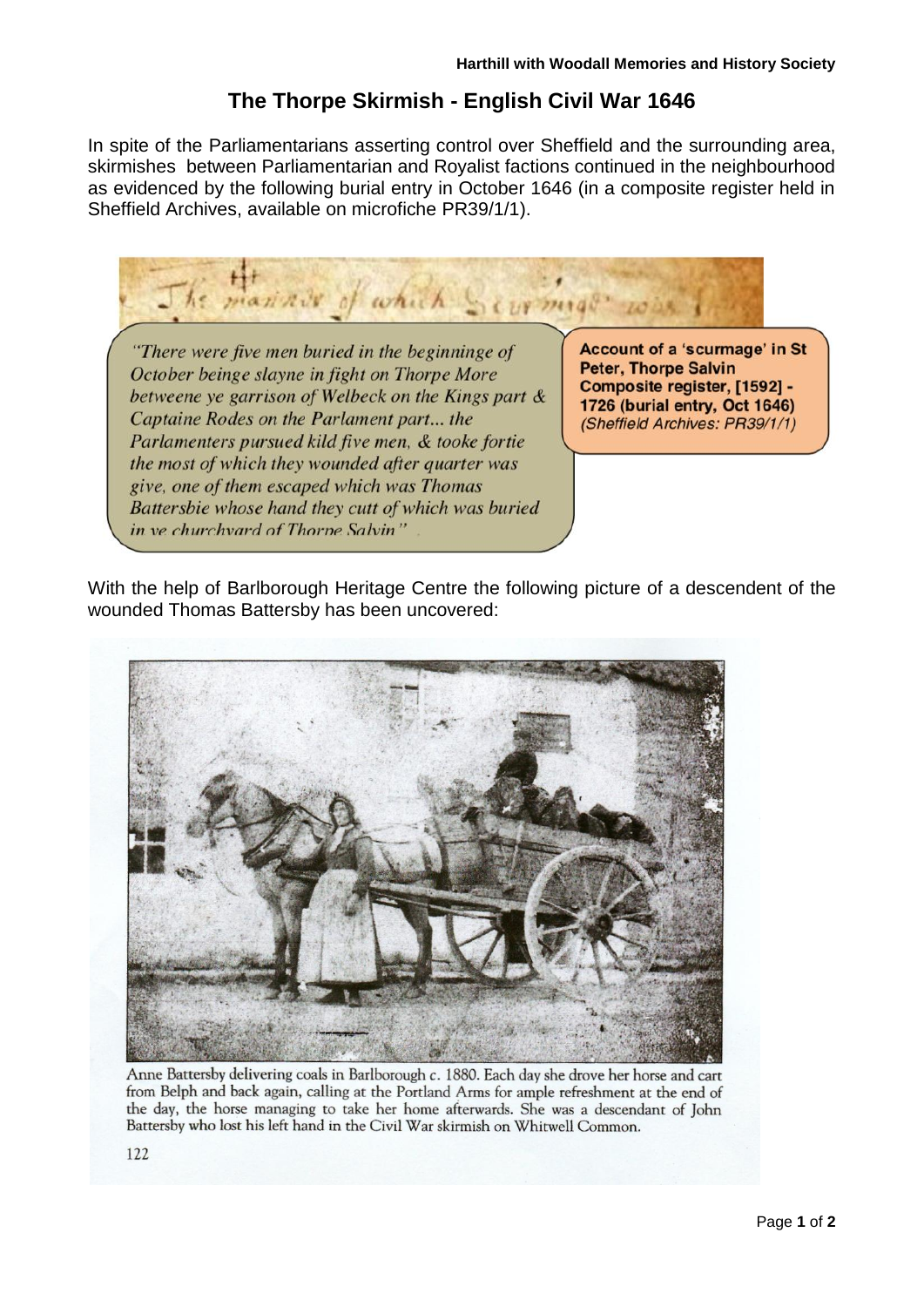# The Thorpe Skirmish - English Civil War 1646

In spite of the Parliamentarians asserting control over Sheffield and the surrounding area, skirmishes between Parliamentarian and Royalist factions continued in the neighbourhood as evidenced by the following burial entry in October 1646 (in a composite register held in Sheffield Archives, available on microfiche PR39/1/1).

The manner of which Scurmige was

*"There were five men buried in the beginninge of October beinge slayne in fight on Thorpe More betweene ye garrison of Welbeck on the Kings part & Captaine Rodes on the Parlament part... the Parlamenters pursued kild five men, & tooke fortie the most of which they wounded after quarter was give, one of them escaped which was Thomas Battersbie whose hand they cutt of which was buried in ye churchyard of Thorpe Salvin"*

**Account of a 'scurmage' in St Peter, Thorpe Salvin Composite register, [1592] - 1726 (burial entry, Oct 1646)** *(Sheffield Archives: PR39/1/1)*

With the help of Barlborough Heritage Centre the following picture of a descendent of the wounded Thomas Battersby has been uncovered:

Anne Battersby delivering coals in Barlborough *c.* 1880. Each day she drove her horse and cart from Belph and back again, calling at the Portland Arms for ample refreshment at the end of the day, the horse managing to take her home afterwards. She was a descendant of John Battersby who lost his left hand in the Civil War skirmish on Whitwell Common.

122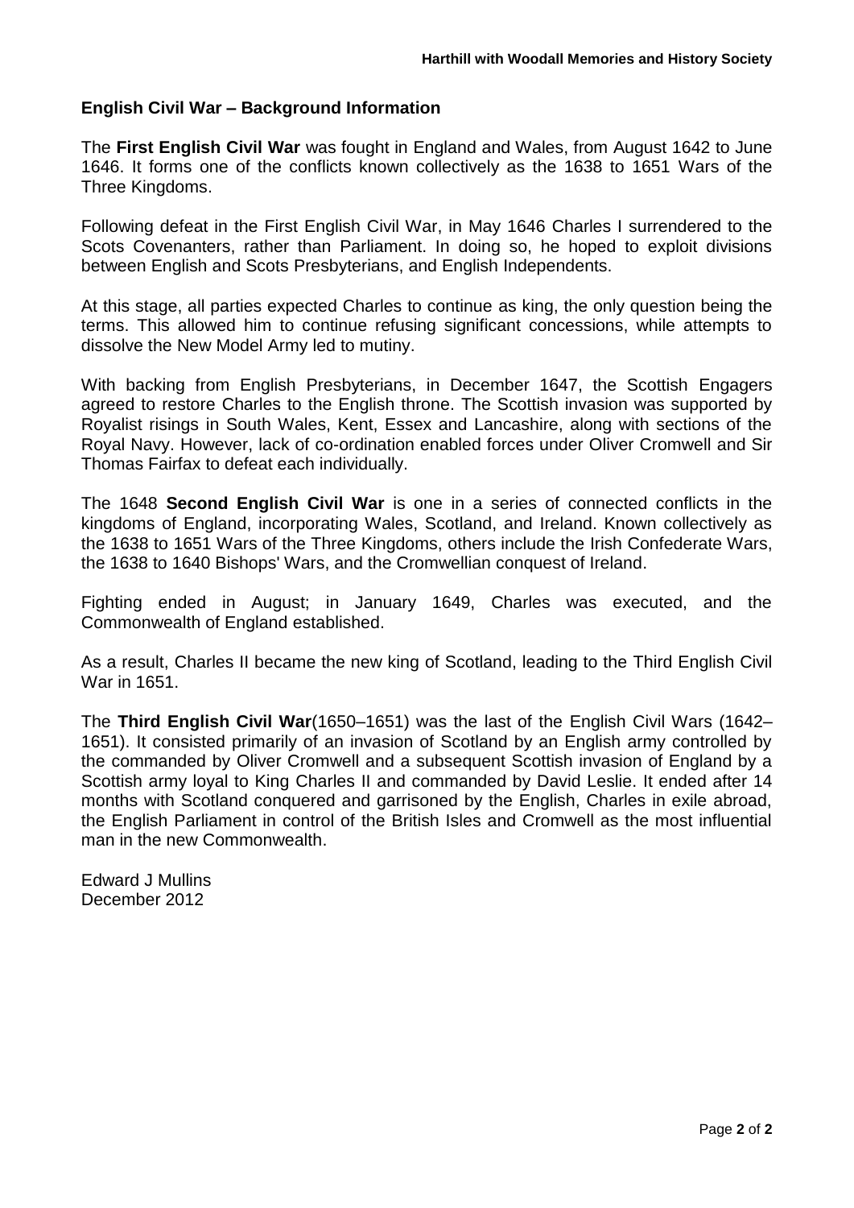## English Civil War – Background Information

The **First English Civil War** was fought in England and Wales, from August 1642 to June 1646. It forms one of the conflicts known collectively as the 1638 to 1651 Wars of the Three Kingdoms.

Following defeat in the First English Civil War, in May 1646 Charles I surrendered to the Scots Covenanters, rather than Parliament. In doing so, he hoped to exploit divisions between English and Scots Presbyterians, and English Independents.

At this stage, all parties expected Charles to continue as king, the only question being the terms. This allowed him to continue refusing significant concessions, while attempts to dissolve the New Model Army led to mutiny.

With backing from English Presbyterians, in December 1647, the Scottish Engagers agreed to restore Charles to the English throne. The Scottish invasion was supported by Royalist risings in South Wales, Kent, Essex and Lancashire, along with sections of the Royal Navy. However, lack of co-ordination enabled forces under Oliver Cromwell and Sir Thomas Fairfax to defeat each individually.

The 1648 **Second English Civil War** is one in a series of connected conflicts in the kingdoms of England, incorporating Wales, Scotland, and Ireland. Known collectively as the 1638 to 1651 Wars of the Three Kingdoms, others include the Irish Confederate Wars, the 1638 to 1640 Bishops' Wars, and the Cromwellian conquest of Ireland.

Fighting ended in August; in January 1649, Charles was executed, and the Commonwealth of England established.

As a result, Charles II became the new king of Scotland, leading to the Third English Civil War in 1651.

The **Third English Civil War**(1650–1651) was the last of the English Civil Wars (1642–1651). It consisted primarily of an invasion of Scotland by an English army controlled by the commanded by Oliver Cromwell and a subsequent Scottish invasion of England by a Scottish army loyal to King Charles II and commanded by David Leslie. It ended after 14 months with Scotland conquered and garrisoned by the English, Charles in exile abroad, the English Parliament in control of the British Isles and Cromwell as the most influential man in the new Commonwealth.

Edward J Mullins
December 2012